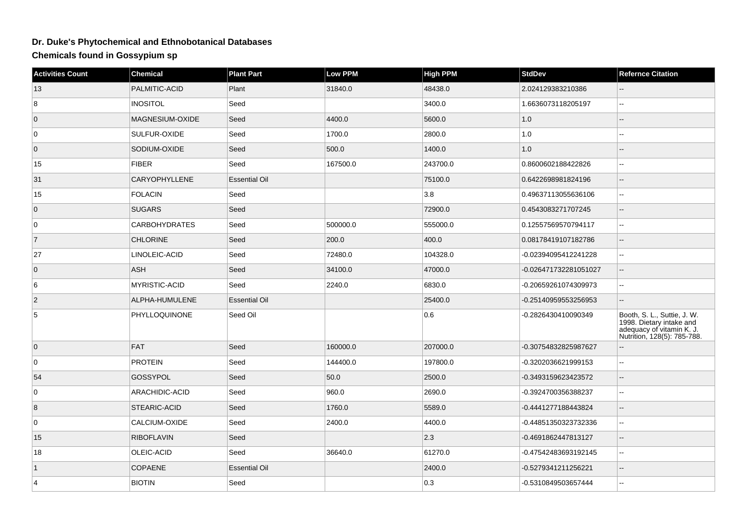# Dr. Duke's Phytochemical and Ethnobotanical Databases

## Chemicals found in Gossypium sp

| Activities Count | Chemical | Plant Part | Low PPM | High PPM | StdDev | Refernce Citation |
|---|---|---|---|---|---|---|
| 13 | PALMITIC-ACID | Plant | 31840.0 | 48438.0 | 2.024129383210386 | -- |
| 8 | INOSITOL | Seed | | 3400.0 | 1.6636073118205197 | -- |
| 0 | MAGNESIUM-OXIDE | Seed | 4400.0 | 5600.0 | 1.0 | -- |
| 0 | SULFUR-OXIDE | Seed | 1700.0 | 2800.0 | 1.0 | -- |
| 0 | SODIUM-OXIDE | Seed | 500.0 | 1400.0 | 1.0 | -- |
| 15 | FIBER | Seed | 167500.0 | 243700.0 | 0.8600602188422826 | -- |
| 31 | CARYOPHYLLENE | Essential Oil | | 75100.0 | 0.6422698981824196 | -- |
| 15 | FOLACIN | Seed | | 3.8 | 0.49637113055636106 | -- |
| 0 | SUGARS | Seed | | 72900.0 | 0.4543083271707245 | -- |
| 0 | CARBOHYDRATES | Seed | 500000.0 | 555000.0 | 0.12557569570794117 | -- |
| 7 | CHLORINE | Seed | 200.0 | 400.0 | 0.08178419107182786 | -- |
| 27 | LINOLEIC-ACID | Seed | 72480.0 | 104328.0 | -0.02394095412241228 | -- |
| 0 | ASH | Seed | 34100.0 | 47000.0 | -0.026471732281051027 | -- |
| 6 | MYRISTIC-ACID | Seed | 2240.0 | 6830.0 | -0.20659261074309973 | -- |
| 2 | ALPHA-HUMULENE | Essential Oil | | 25400.0 | -0.25140959553256953 | -- |
| 5 | PHYLLOQUINONE | Seed Oil | | 0.6 | -0.2826430410090349 | Booth, S. L., Suttie, J. W. 1998. Dietary intake and adequacy of vitamin K. J. Nutrition, 128(5): 785-788. |
| 0 | FAT | Seed | 160000.0 | 207000.0 | -0.30754832825987627 | -- |
| 0 | PROTEIN | Seed | 144400.0 | 197800.0 | -0.3202036621999153 | -- |
| 54 | GOSSYPOL | Seed | 50.0 | 2500.0 | -0.3493159623423572 | -- |
| 0 | ARACHIDIC-ACID | Seed | 960.0 | 2690.0 | -0.3924700356388237 | -- |
| 8 | STEARIC-ACID | Seed | 1760.0 | 5589.0 | -0.4441277188443824 | -- |
| 0 | CALCIUM-OXIDE | Seed | 2400.0 | 4400.0 | -0.44851350323732336 | -- |
| 15 | RIBOFLAVIN | Seed | | 2.3 | -0.4691862447813127 | -- |
| 18 | OLEIC-ACID | Seed | 36640.0 | 61270.0 | -0.47542483693192145 | -- |
| 1 | COPAENE | Essential Oil | | 2400.0 | -0.5279341211256221 | -- |
| 4 | BIOTIN | Seed | | 0.3 | -0.5310849503657444 | -- |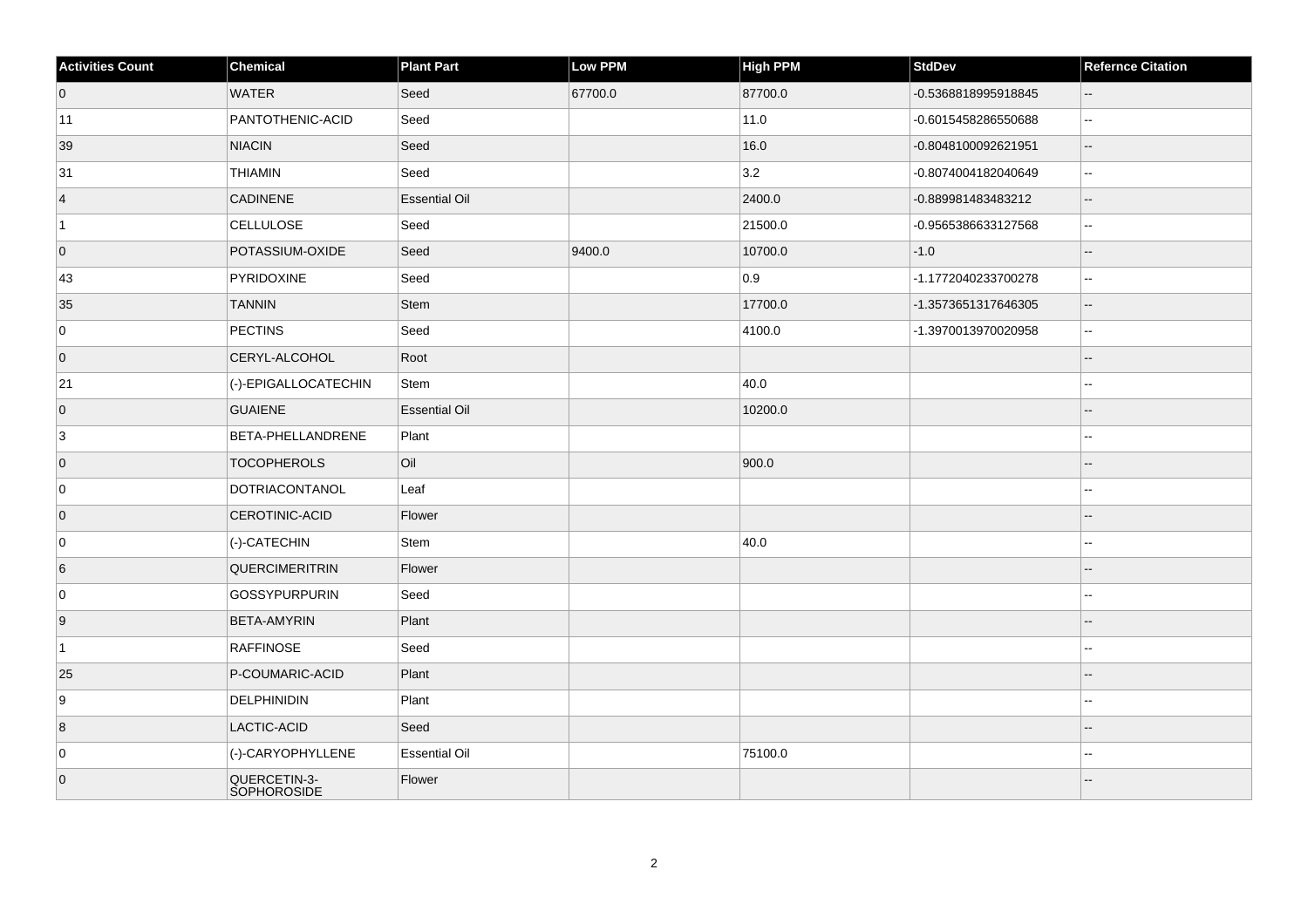| Activities Count | Chemical | Plant Part | Low PPM | High PPM | StdDev | Refernce Citation |
|---|---|---|---|---|---|---|
| 0 | WATER | Seed | 67700.0 | 87700.0 | -0.5368818995918845 | -- |
| 11 | PANTOTHENIC-ACID | Seed | | 11.0 | -0.6015458286550688 | -- |
| 39 | NIACIN | Seed | | 16.0 | -0.8048100092621951 | -- |
| 31 | THIAMIN | Seed | | 3.2 | -0.8074004182040649 | -- |
| 4 | CADINENE | Essential Oil | | 2400.0 | -0.889981483483212 | -- |
| 1 | CELLULOSE | Seed | | 21500.0 | -0.9565386633127568 | -- |
| 0 | POTASSIUM-OXIDE | Seed | 9400.0 | 10700.0 | -1.0 | -- |
| 43 | PYRIDOXINE | Seed | | 0.9 | -1.1772040233700278 | -- |
| 35 | TANNIN | Stem | | 17700.0 | -1.3573651317646305 | -- |
| 0 | PECTINS | Seed | | 4100.0 | -1.3970013970020958 | -- |
| 0 | CERYL-ALCOHOL | Root | | | | -- |
| 21 | (-)-EPIGALLOCATECHIN | Stem | | 40.0 | | -- |
| 0 | GUAIENE | Essential Oil | | 10200.0 | | -- |
| 3 | BETA-PHELLANDRENE | Plant | | | | -- |
| 0 | TOCOPHEROLS | Oil | | 900.0 | | -- |
| 0 | DOTRIACONTANOL | Leaf | | | | -- |
| 0 | CEROTINIC-ACID | Flower | | | | -- |
| 0 | (-)-CATECHIN | Stem | | 40.0 | | -- |
| 6 | QUERCIMERITRIN | Flower | | | | -- |
| 0 | GOSSYPURPURIN | Seed | | | | -- |
| 9 | BETA-AMYRIN | Plant | | | | -- |
| 1 | RAFFINOSE | Seed | | | | -- |
| 25 | P-COUMARIC-ACID | Plant | | | | -- |
| 9 | DELPHINIDIN | Plant | | | | -- |
| 8 | LACTIC-ACID | Seed | | | | -- |
| 0 | (-)-CARYOPHYLLENE | Essential Oil | | 75100.0 | | -- |
| 0 | QUERCETIN-3-SOPHOROSIDE | Flower | | | | -- |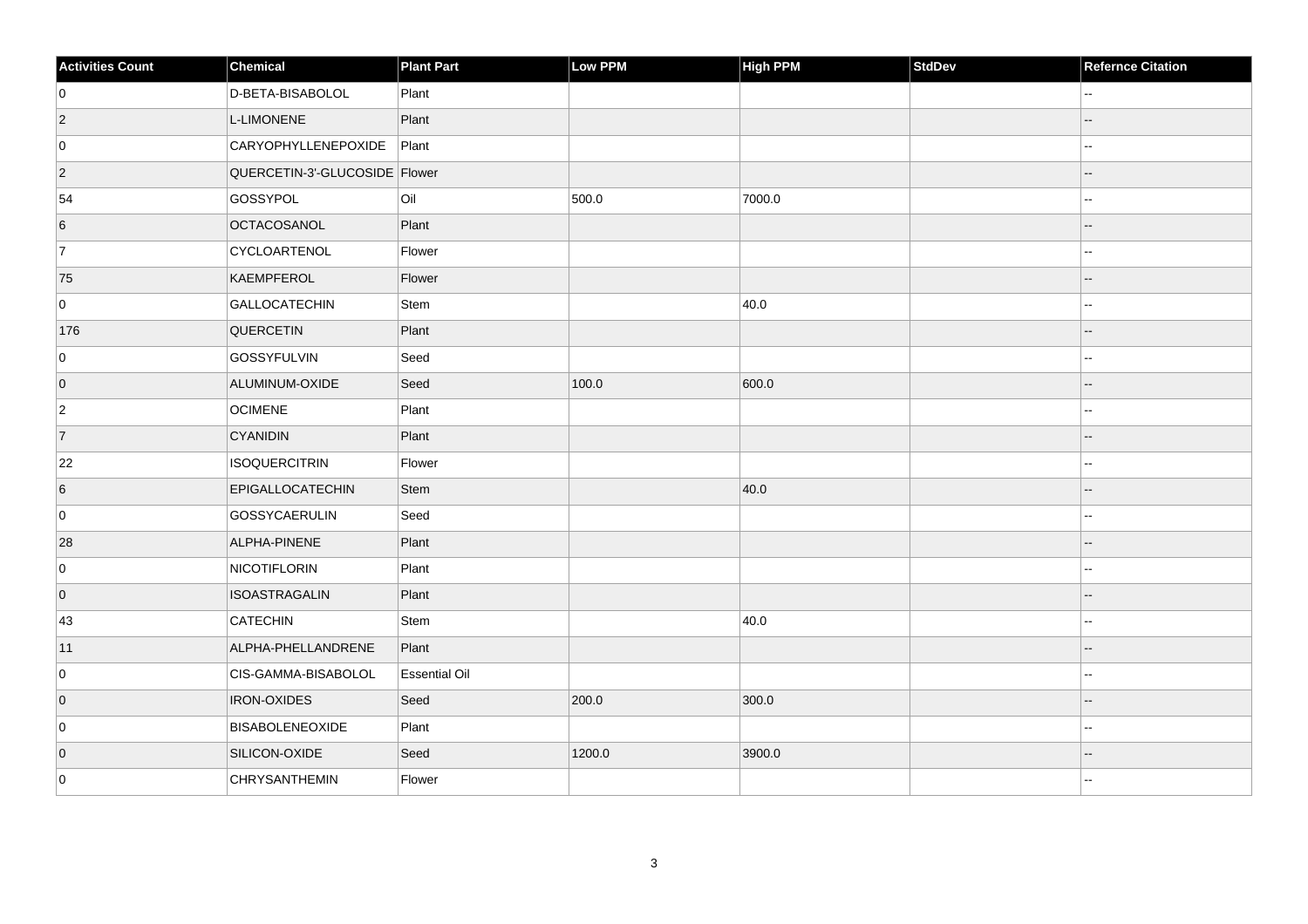| Activities Count | Chemical | Plant Part | Low PPM | High PPM | StdDev | Refernce Citation |
|---|---|---|---|---|---|---|
| 0 | D-BETA-BISABOLOL | Plant | | | | -- |
| 2 | L-LIMONENE | Plant | | | | -- |
| 0 | CARYOPHYLLENEPOXIDE | Plant | | | | -- |
| 2 | QUERCETIN-3'-GLUCOSIDE | Flower | | | | -- |
| 54 | GOSSYPOL | Oil | 500.0 | 7000.0 | | -- |
| 6 | OCTACOSANOL | Plant | | | | -- |
| 7 | CYCLOARTENOL | Flower | | | | -- |
| 75 | KAEMPFEROL | Flower | | | | -- |
| 0 | GALLOCATECHIN | Stem | | 40.0 | | -- |
| 176 | QUERCETIN | Plant | | | | -- |
| 0 | GOSSYFULVIN | Seed | | | | -- |
| 0 | ALUMINUM-OXIDE | Seed | 100.0 | 600.0 | | -- |
| 2 | OCIMENE | Plant | | | | -- |
| 7 | CYANIDIN | Plant | | | | -- |
| 22 | ISOQUERCITRIN | Flower | | | | -- |
| 6 | EPIGALLOCATECHIN | Stem | | 40.0 | | -- |
| 0 | GOSSYCAERULIN | Seed | | | | -- |
| 28 | ALPHA-PINENE | Plant | | | | -- |
| 0 | NICOTIFLORIN | Plant | | | | -- |
| 0 | ISOASTRAGALIN | Plant | | | | -- |
| 43 | CATECHIN | Stem | | 40.0 | | -- |
| 11 | ALPHA-PHELLANDRENE | Plant | | | | -- |
| 0 | CIS-GAMMA-BISABOLOL | Essential Oil | | | | -- |
| 0 | IRON-OXIDES | Seed | 200.0 | 300.0 | | -- |
| 0 | BISABOLENEOXIDE | Plant | | | | -- |
| 0 | SILICON-OXIDE | Seed | 1200.0 | 3900.0 | | -- |
| 0 | CHRYSANTHEMIN | Flower | | | | -- |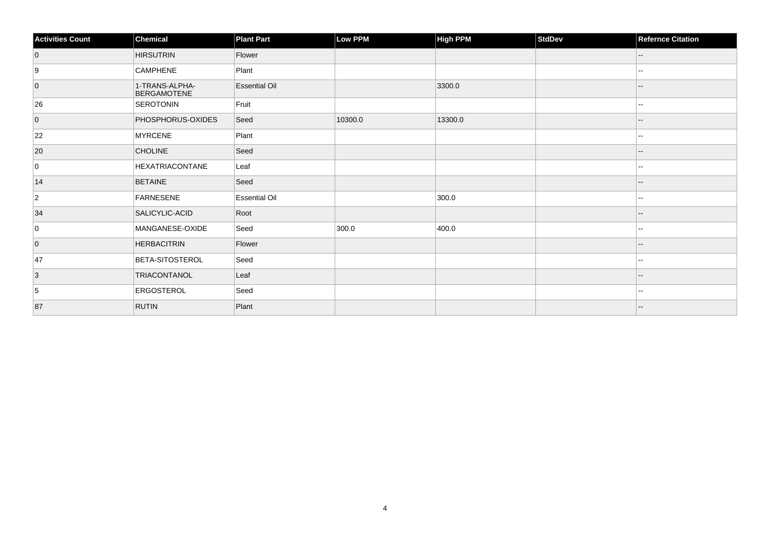| Activities Count | Chemical | Plant Part | Low PPM | High PPM | StdDev | Refernce Citation |
| --- | --- | --- | --- | --- | --- | --- |
| 0 | HIRSUTRIN | Flower | | | | -- |
| 9 | CAMPHENE | Plant | | | | -- |
| 0 | 1-TRANS-ALPHA-BERGAMOTENE | Essential Oil | | 3300.0 | | -- |
| 26 | SEROTONIN | Fruit | | | | -- |
| 0 | PHOSPHORUS-OXIDES | Seed | 10300.0 | 13300.0 | | -- |
| 22 | MYRCENE | Plant | | | | -- |
| 20 | CHOLINE | Seed | | | | -- |
| 0 | HEXATRIACONTANE | Leaf | | | | -- |
| 14 | BETAINE | Seed | | | | -- |
| 2 | FARNESENE | Essential Oil | | 300.0 | | -- |
| 34 | SALICYLIC-ACID | Root | | | | -- |
| 0 | MANGANESE-OXIDE | Seed | 300.0 | 400.0 | | -- |
| 0 | HERBACITRIN | Flower | | | | -- |
| 47 | BETA-SITOSTEROL | Seed | | | | -- |
| 3 | TRIACONTANOL | Leaf | | | | -- |
| 5 | ERGOSTEROL | Seed | | | | -- |
| 87 | RUTIN | Plant | | | | -- |